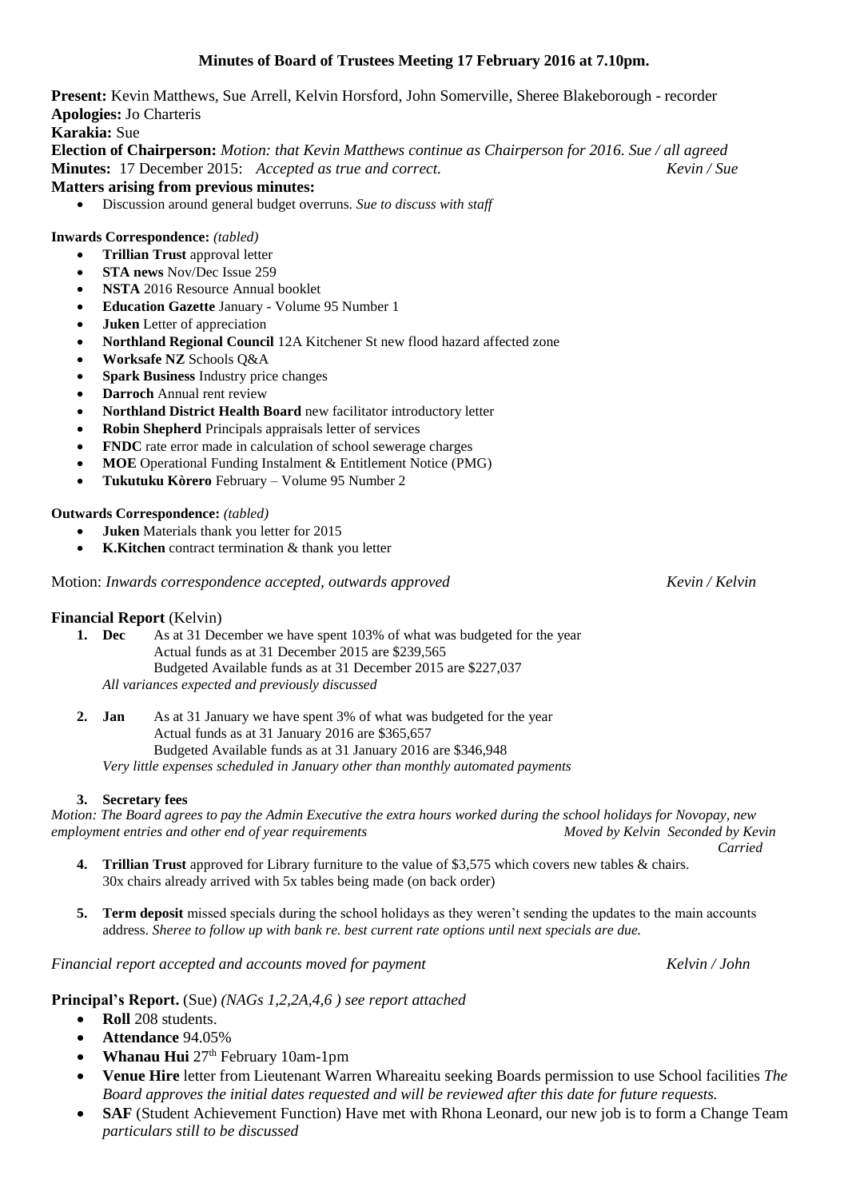# Minutes of Board of Trustees Meeting 17 February 2016 at 7.10pm.

**Present:** Kevin Matthews, Sue Arrell, Kelvin Horsford, John Somerville, Sheree Blakeborough - recorder
**Apologies:** Jo Charteris
**Karakia:** Sue
**Election of Chairperson:** *Motion: that Kevin Matthews continue as Chairperson for 2016. Sue / all agreed*
**Minutes:** 17 December 2015: *Accepted as true and correct.* *Kevin / Sue*

**Matters arising from previous minutes:**

- Discussion around general budget overruns. *Sue to discuss with staff*

**Inwards Correspondence:** *(tabled)*

- **Trillian Trust** approval letter
- **STA news** Nov/Dec Issue 259
- **NSTA** 2016 Resource Annual booklet
- **Education Gazette** January - Volume 95 Number 1
- **Juken** Letter of appreciation
- **Northland Regional Council** 12A Kitchener St new flood hazard affected zone
- **Worksafe NZ** Schools Q&A
- **Spark Business** Industry price changes
- **Darroch** Annual rent review
- **Northland District Health Board** new facilitator introductory letter
- **Robin Shepherd** Principals appraisals letter of services
- **FNDC** rate error made in calculation of school sewerage charges
- **MOE** Operational Funding Instalment & Entitlement Notice (PMG)
- **Tukutuku Kòrero** February – Volume 95 Number 2

**Outwards Correspondence:** *(tabled)*

- **Juken** Materials thank you letter for 2015
- **K.Kitchen** contract termination & thank you letter

Motion: *Inwards correspondence accepted, outwards approved* *Kevin / Kelvin*

**Financial Report** (Kelvin)

1. **Dec** As at 31 December we have spent 103% of what was budgeted for the year
   Actual funds as at 31 December 2015 are $239,565
   Budgeted Available funds as at 31 December 2015 are $227,037
   *All variances expected and previously discussed*

2. **Jan** As at 31 January we have spent 3% of what was budgeted for the year
   Actual funds as at 31 January 2016 are $365,657
   Budgeted Available funds as at 31 January 2016 are $346,948
   *Very little expenses scheduled in January other than monthly automated payments*

3. **Secretary fees**

*Motion: The Board agrees to pay the Admin Executive the extra hours worked during the school holidays for Novopay, new employment entries and other end of year requirements* *Moved by Kelvin Seconded by Kevin*
*Carried*

4. **Trillian Trust** approved for Library furniture to the value of $3,575 which covers new tables & chairs. 30x chairs already arrived with 5x tables being made (on back order)

5. **Term deposit** missed specials during the school holidays as they weren't sending the updates to the main accounts address. *Sheree to follow up with bank re. best current rate options until next specials are due.*

*Financial report accepted and accounts moved for payment* *Kelvin / John*

**Principal's Report.** (Sue) *(NAGs 1,2,2A,4,6 ) see report attached*

- **Roll** 208 students.
- **Attendance** 94.05%
- **Whanau Hui** 27th February 10am-1pm
- **Venue Hire** letter from Lieutenant Warren Whareaitu seeking Boards permission to use School facilities *The Board approves the initial dates requested and will be reviewed after this date for future requests.*
- **SAF** (Student Achievement Function) Have met with Rhona Leonard, our new job is to form a Change Team *particulars still to be discussed*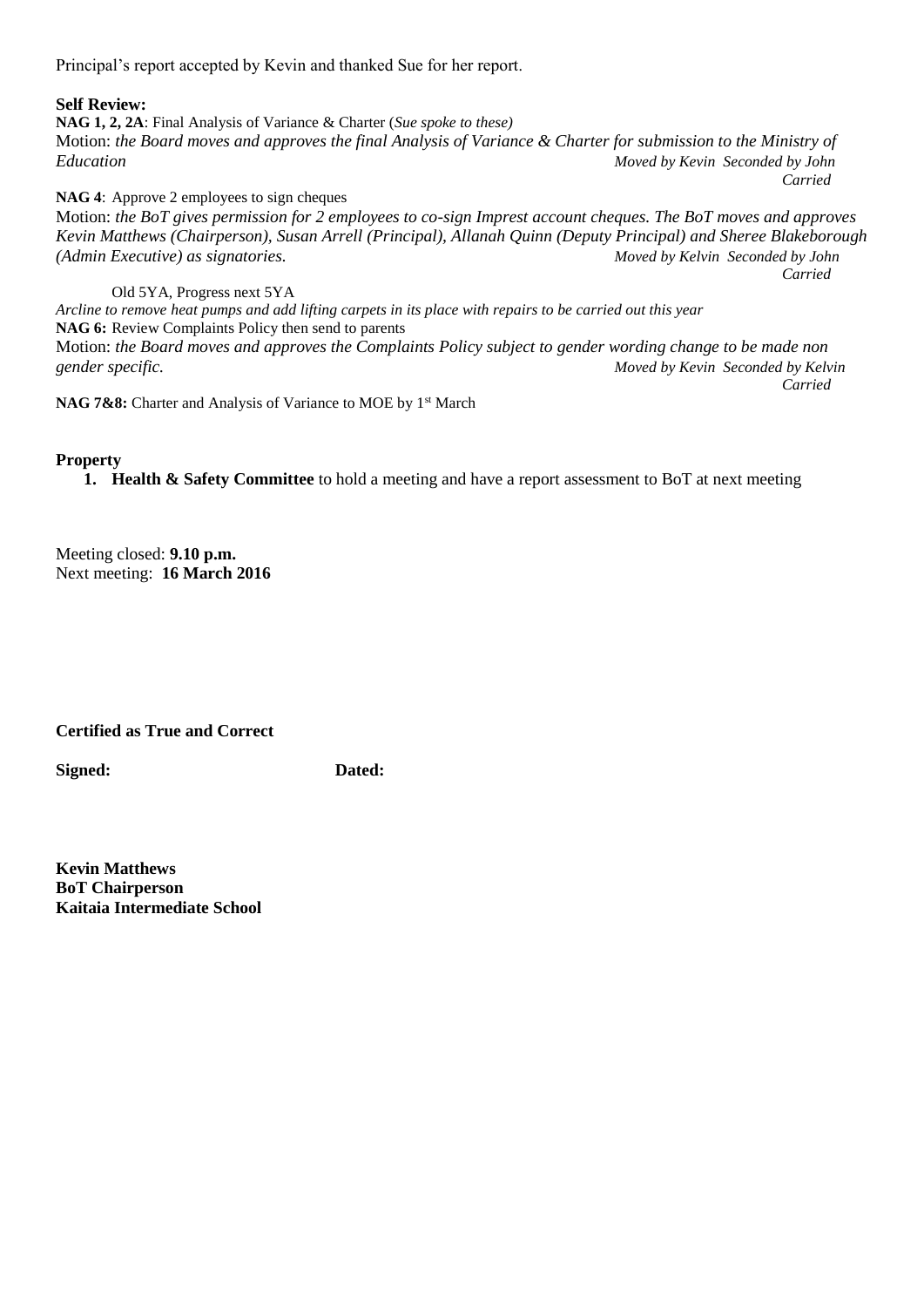Principal's report accepted by Kevin and thanked Sue for her report.

**Self Review:**

**NAG 1, 2, 2A**: Final Analysis of Variance & Charter (*Sue spoke to these)*

Motion: *the Board moves and approves the final Analysis of Variance & Charter for submission to the Ministry of Education* *Moved by Kevin Seconded by John*

*Carried*

**NAG 4**: Approve 2 employees to sign cheques

Motion: *the BoT gives permission for 2 employees to co-sign Imprest account cheques. The BoT moves and approves Kevin Matthews (Chairperson), Susan Arrell (Principal), Allanah Quinn (Deputy Principal) and Sheree Blakeborough (Admin Executive) as signatories.* *Moved by Kelvin Seconded by John*

*Carried*

Old 5YA, Progress next 5YA

*Arcline to remove heat pumps and add lifting carpets in its place with repairs to be carried out this year*

**NAG 6:** Review Complaints Policy then send to parents

Motion: *the Board moves and approves the Complaints Policy subject to gender wording change to be made non gender specific.* *Moved by Kevin Seconded by Kelvin*

*Carried*

**NAG 7&8:** Charter and Analysis of Variance to MOE by 1st March

**Property**

1. **Health & Safety Committee** to hold a meeting and have a report assessment to BoT at next meeting

Meeting closed: **9.10 p.m.**
Next meeting: **16 March 2016**

**Certified as True and Correct**

**Signed:** **Dated:**

**Kevin Matthews**
**BoT Chairperson**
**Kaitaia Intermediate School**